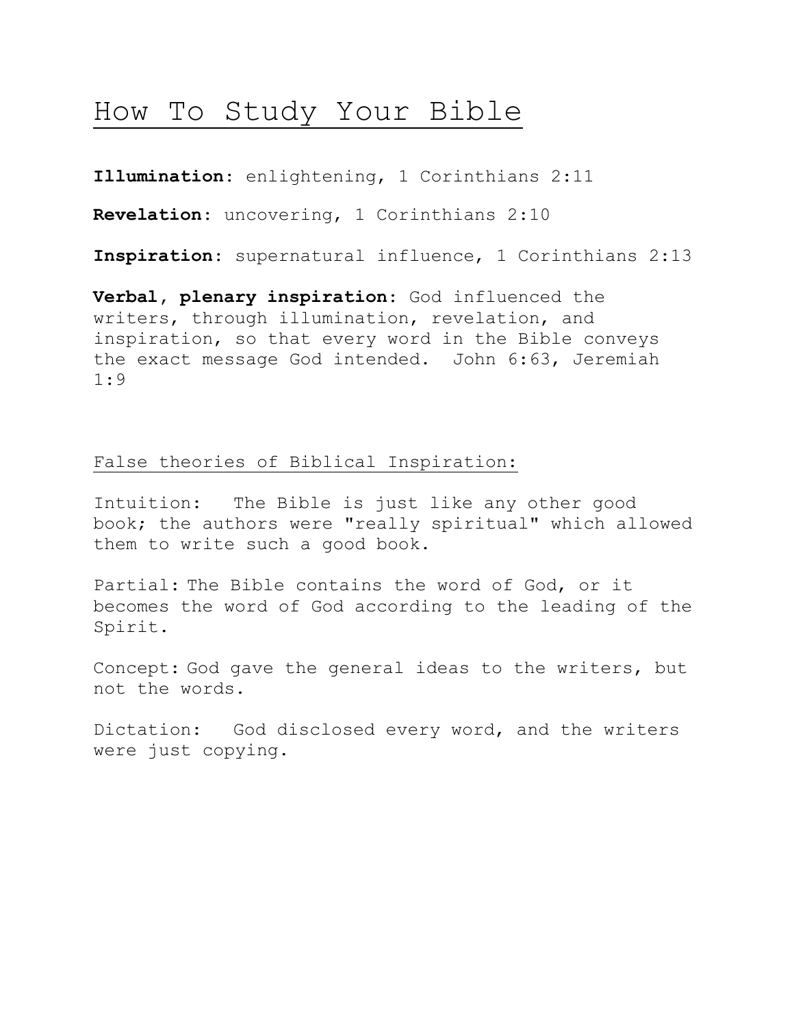# How To Study Your Bible

**Illumination:** enlightening, 1 Corinthians 2:11

**Revelation:** uncovering, 1 Corinthians 2:10

**Inspiration:** supernatural influence, 1 Corinthians 2:13

**Verbal, plenary inspiration:** God influenced the writers, through illumination, revelation, and inspiration, so that every word in the Bible conveys the exact message God intended. John 6:63, Jeremiah 1:9

<u>False theories of Biblical Inspiration:</u>

Intuition: The Bible is just like any other good book; the authors were "really spiritual" which allowed them to write such a good book.

Partial: The Bible contains the word of God, or it becomes the word of God according to the leading of the Spirit.

Concept: God gave the general ideas to the writers, but not the words.

Dictation: God disclosed every word, and the writers were just copying.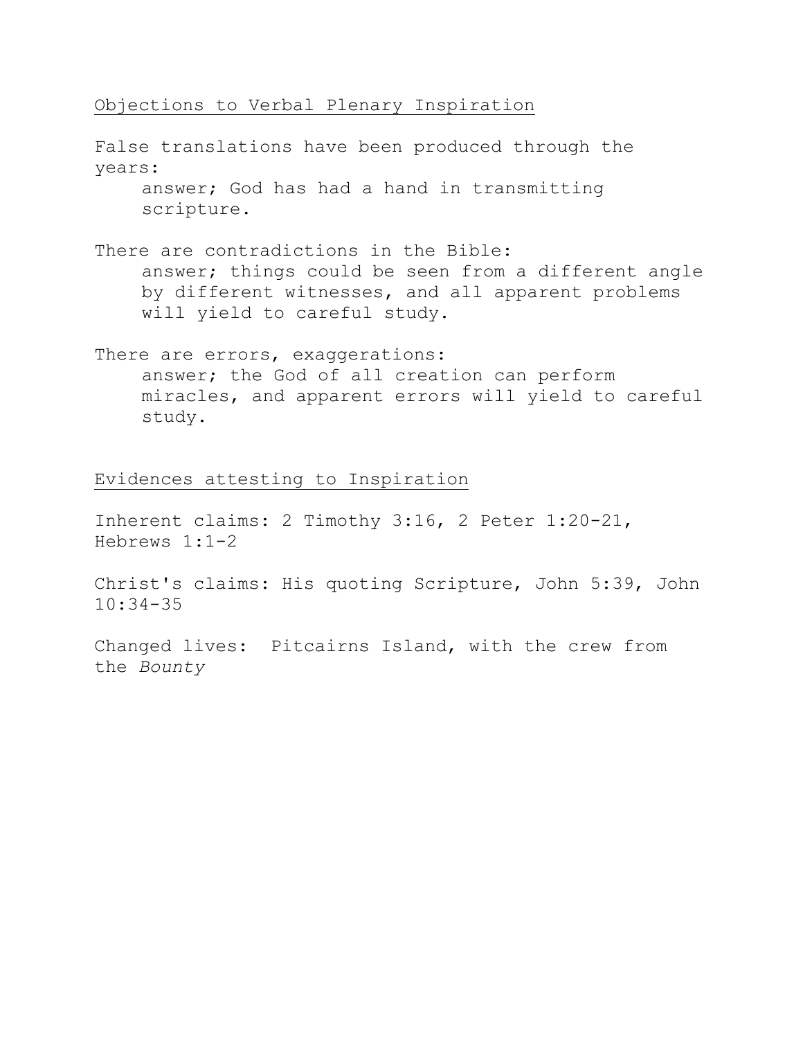## Objections to Verbal Plenary Inspiration

False translations have been produced through the years:

> answer; God has had a hand in transmitting scripture.

There are contradictions in the Bible:

> answer; things could be seen from a different angle by different witnesses, and all apparent problems will yield to careful study.

There are errors, exaggerations:

> answer; the God of all creation can perform miracles, and apparent errors will yield to careful study.

## Evidences attesting to Inspiration

Inherent claims: 2 Timothy 3:16, 2 Peter 1:20-21, Hebrews 1:1-2

Christ's claims: His quoting Scripture, John 5:39, John 10:34-35

Changed lives: Pitcairns Island, with the crew from the *Bounty*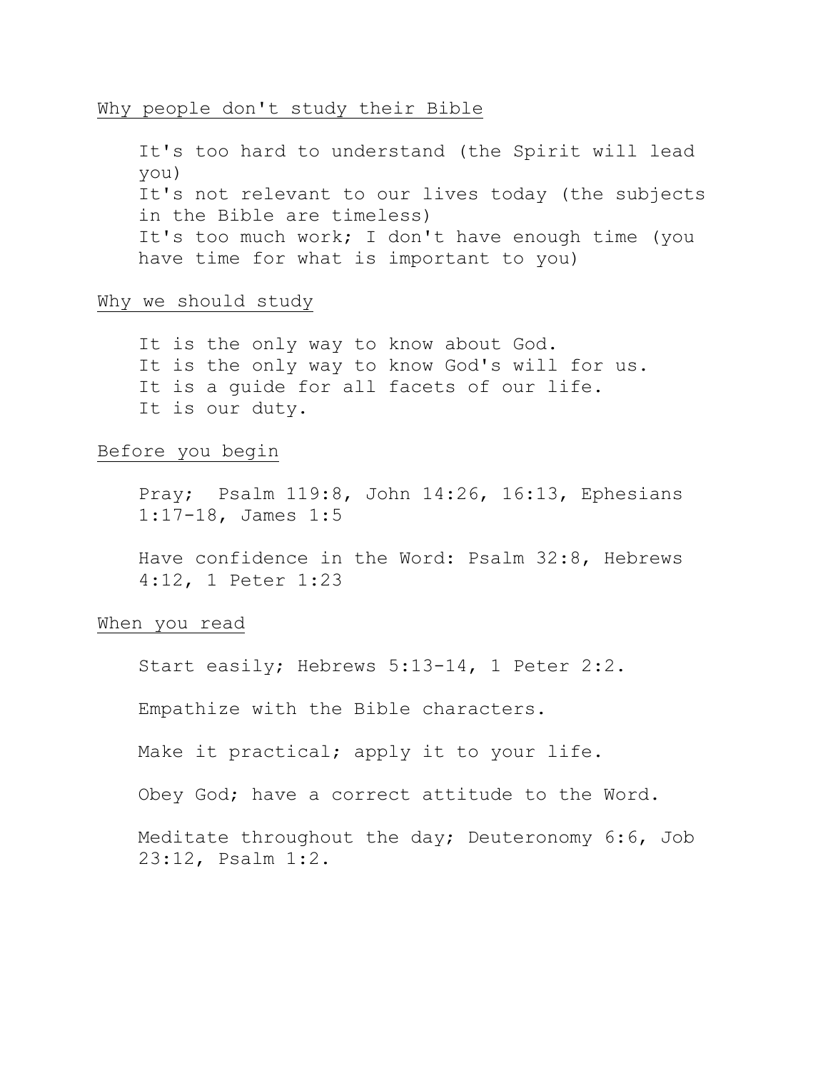## Why people don't study their Bible

It's too hard to understand (the Spirit will lead you)
It's not relevant to our lives today (the subjects in the Bible are timeless)
It's too much work; I don't have enough time (you have time for what is important to you)

## Why we should study

It is the only way to know about God.
It is the only way to know God's will for us.
It is a guide for all facets of our life.
It is our duty.

## Before you begin

Pray;  Psalm 119:8, John 14:26, 16:13, Ephesians 1:17-18, James 1:5

Have confidence in the Word: Psalm 32:8, Hebrews 4:12, 1 Peter 1:23

## When you read

Start easily; Hebrews 5:13-14, 1 Peter 2:2.

Empathize with the Bible characters.

Make it practical; apply it to your life.

Obey God; have a correct attitude to the Word.

Meditate throughout the day; Deuteronomy 6:6, Job 23:12, Psalm 1:2.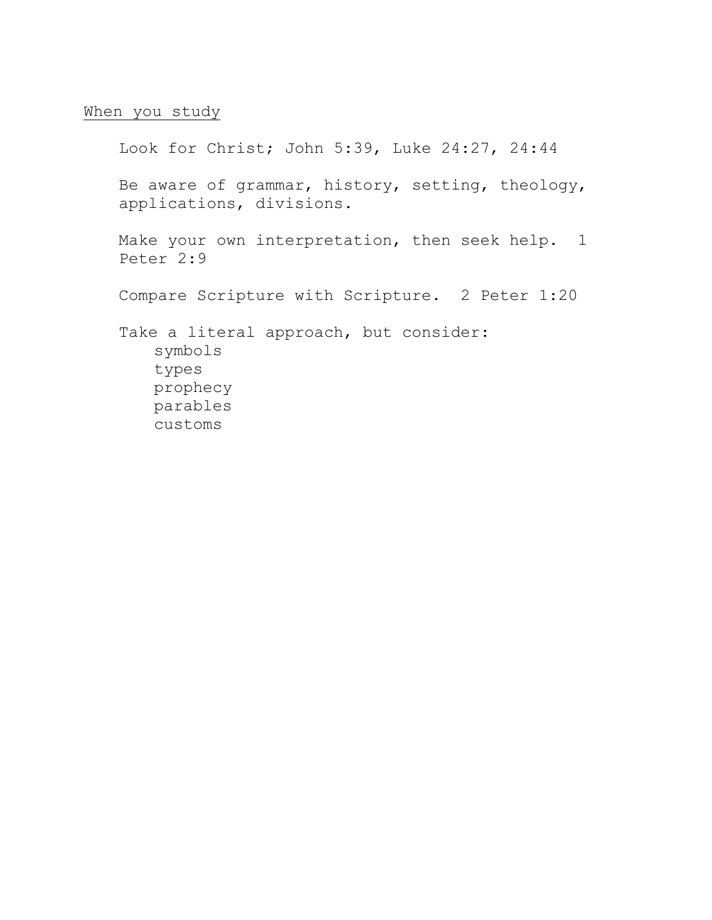<u>When you study</u>

Look for Christ; John 5:39, Luke 24:27, 24:44

Be aware of grammar, history, setting, theology, applications, divisions.

Make your own interpretation, then seek help. 1 Peter 2:9

Compare Scripture with Scripture. 2 Peter 1:20

Take a literal approach, but consider:

- symbols
- types
- prophecy
- parables
- customs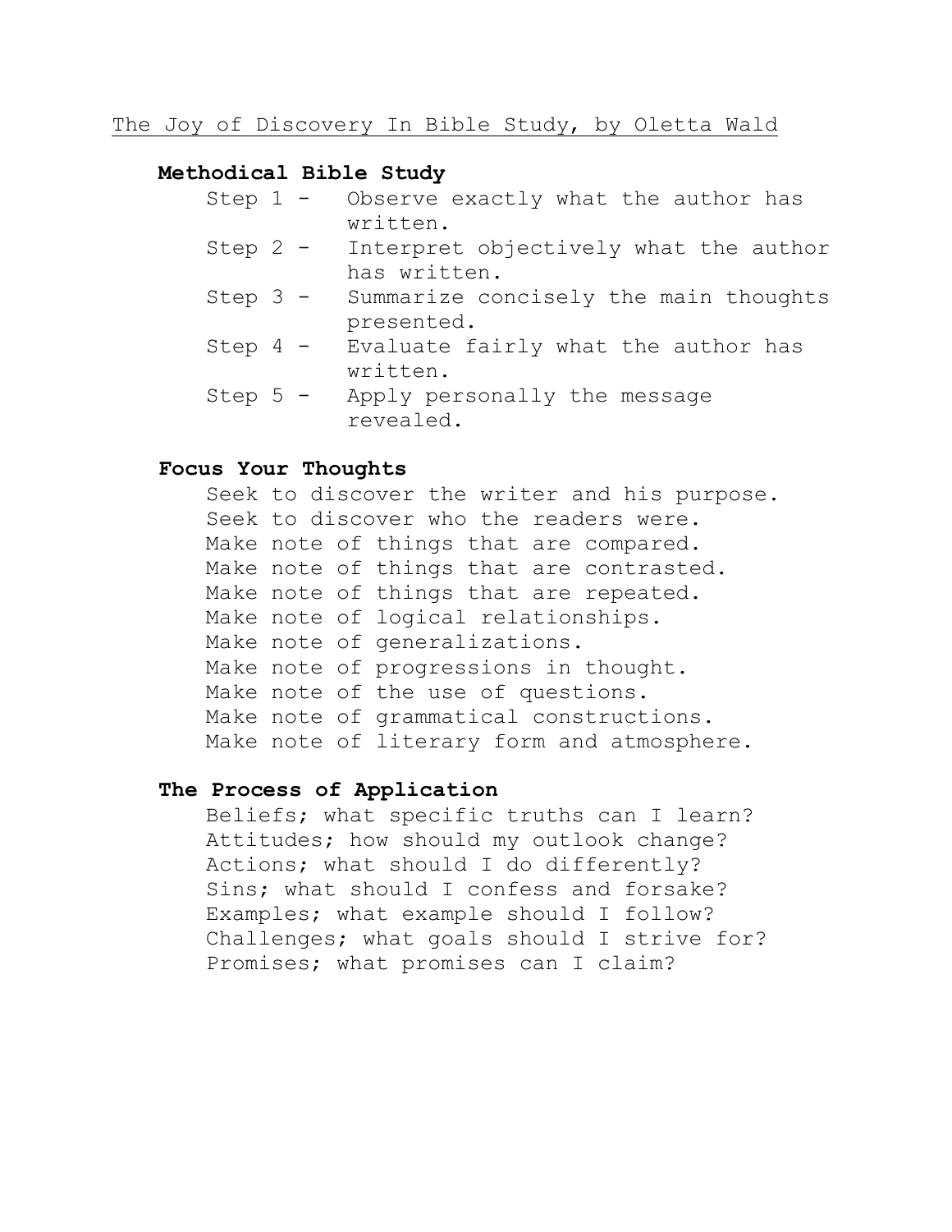<u>The Joy of Discovery In Bible Study, by Oletta Wald</u>

**Methodical Bible Study**

- Step 1 - Observe exactly what the author has written.
- Step 2 - Interpret objectively what the author has written.
- Step 3 - Summarize concisely the main thoughts presented.
- Step 4 - Evaluate fairly what the author has written.
- Step 5 - Apply personally the message revealed.

**Focus Your Thoughts**

Seek to discover the writer and his purpose.
Seek to discover who the readers were.
Make note of things that are compared.
Make note of things that are contrasted.
Make note of things that are repeated.
Make note of logical relationships.
Make note of generalizations.
Make note of progressions in thought.
Make note of the use of questions.
Make note of grammatical constructions.
Make note of literary form and atmosphere.

**The Process of Application**

Beliefs; what specific truths can I learn?
Attitudes; how should my outlook change?
Actions; what should I do differently?
Sins; what should I confess and forsake?
Examples; what example should I follow?
Challenges; what goals should I strive for?
Promises; what promises can I claim?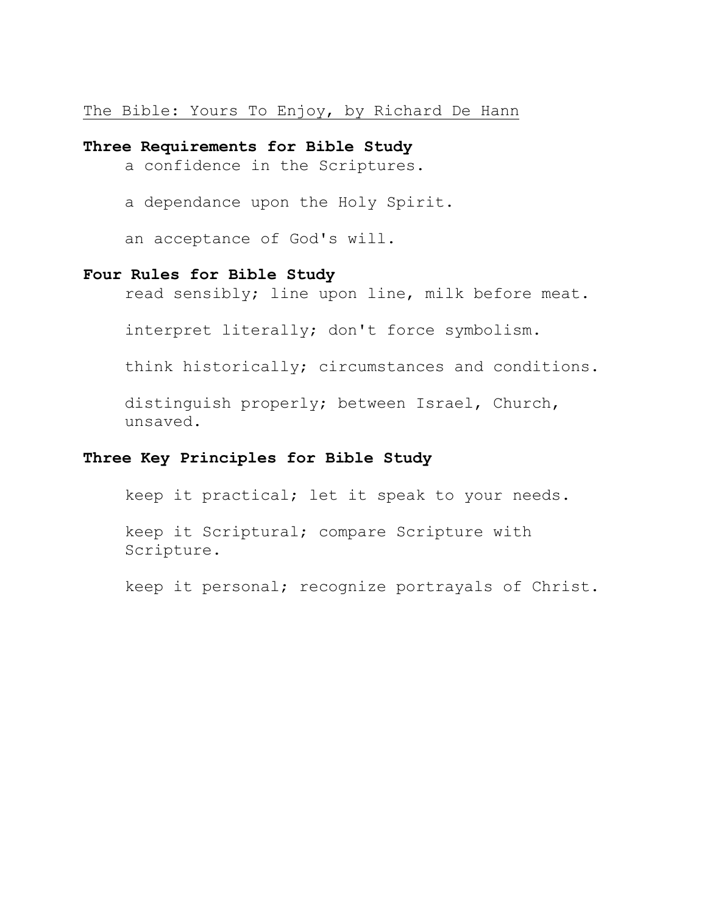The Bible: Yours To Enjoy, by Richard De Hann

**Three Requirements for Bible Study**

a confidence in the Scriptures.

a dependance upon the Holy Spirit.

an acceptance of God's will.

**Four Rules for Bible Study**

read sensibly; line upon line, milk before meat.

interpret literally; don't force symbolism.

think historically; circumstances and conditions.

distinguish properly; between Israel, Church, unsaved.

**Three Key Principles for Bible Study**

keep it practical; let it speak to your needs.

keep it Scriptural; compare Scripture with Scripture.

keep it personal; recognize portrayals of Christ.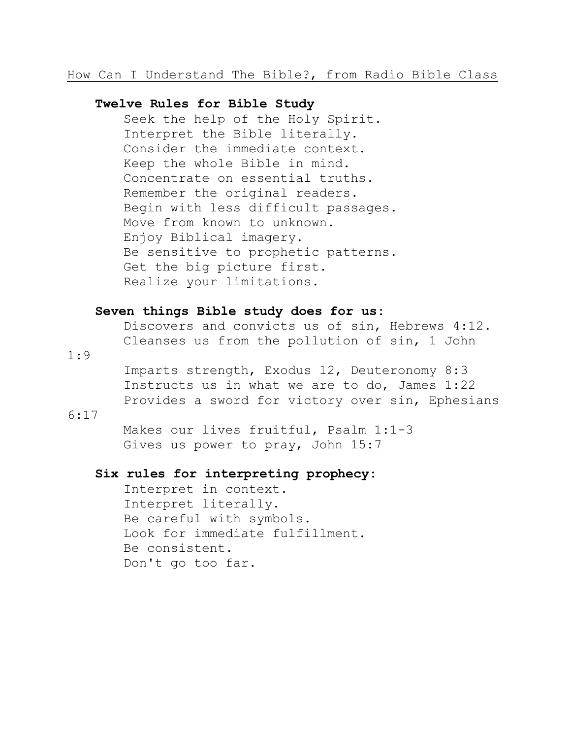How Can I Understand The Bible?, from Radio Bible Class

**Twelve Rules for Bible Study**

- Seek the help of the Holy Spirit.
- Interpret the Bible literally.
- Consider the immediate context.
- Keep the whole Bible in mind.
- Concentrate on essential truths.
- Remember the original readers.
- Begin with less difficult passages.
- Move from known to unknown.
- Enjoy Biblical imagery.
- Be sensitive to prophetic patterns.
- Get the big picture first.
- Realize your limitations.

**Seven things Bible study does for us:**

- Discovers and convicts us of sin, Hebrews 4:12.
- Cleanses us from the pollution of sin, 1 John 1:9
- Imparts strength, Exodus 12, Deuteronomy 8:3
- Instructs us in what we are to do, James 1:22
- Provides a sword for victory over sin, Ephesians 6:17
- Makes our lives fruitful, Psalm 1:1-3
- Gives us power to pray, John 15:7

**Six rules for interpreting prophecy:**

- Interpret in context.
- Interpret literally.
- Be careful with symbols.
- Look for immediate fulfillment.
- Be consistent.
- Don't go too far.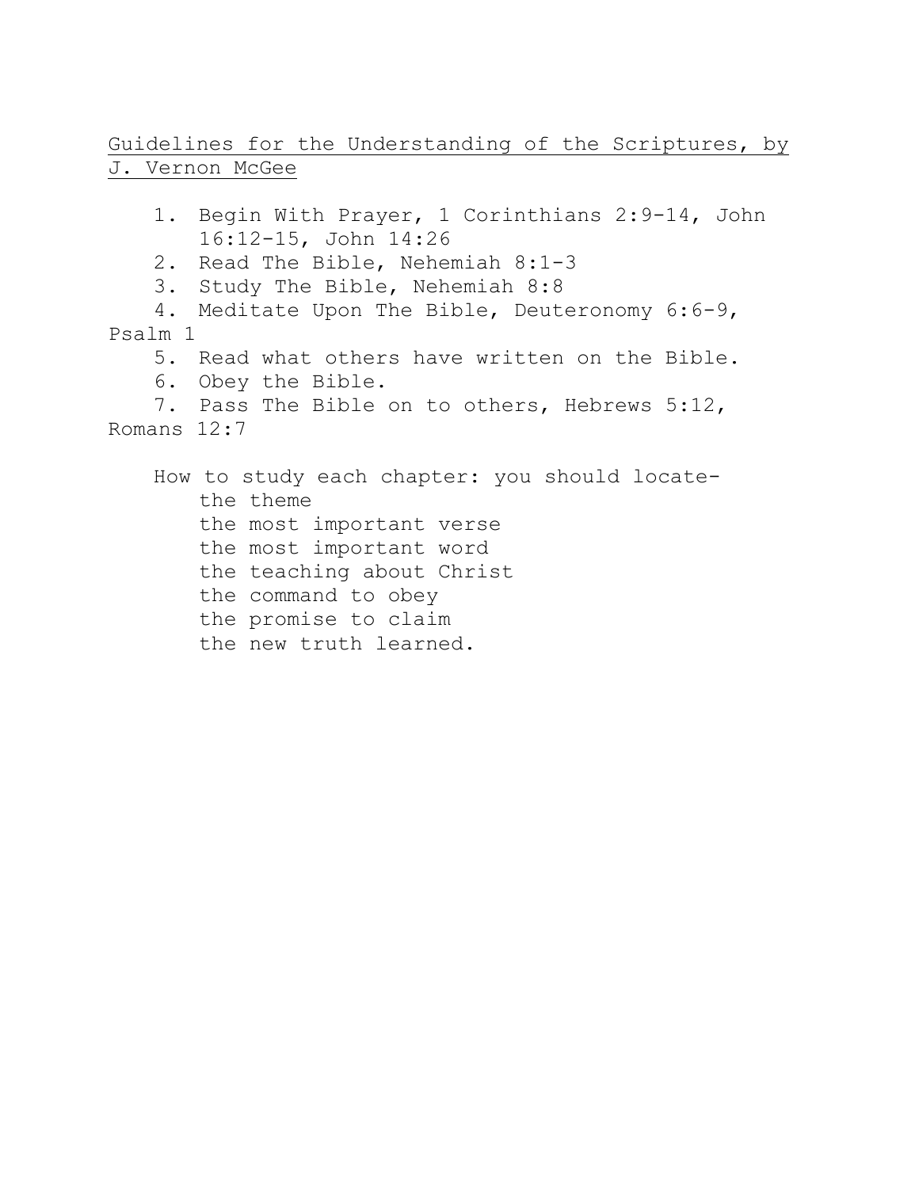<u>Guidelines for the Understanding of the Scriptures, by J. Vernon McGee</u>

1. Begin With Prayer, 1 Corinthians 2:9-14, John 16:12-15, John 14:26
2. Read The Bible, Nehemiah 8:1-3
3. Study The Bible, Nehemiah 8:8
4. Meditate Upon The Bible, Deuteronomy 6:6-9, Psalm 1
5. Read what others have written on the Bible.
6. Obey the Bible.
7. Pass The Bible on to others, Hebrews 5:12, Romans 12:7

How to study each chapter: you should locate-

- the theme
- the most important verse
- the most important word
- the teaching about Christ
- the command to obey
- the promise to claim
- the new truth learned.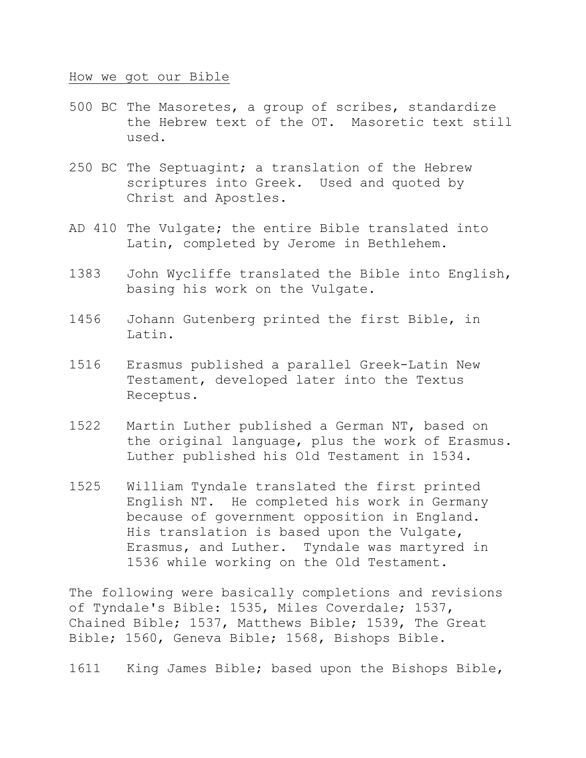How we got our Bible

500 BC The Masoretes, a group of scribes, standardize the Hebrew text of the OT. Masoretic text still used.

250 BC The Septuagint; a translation of the Hebrew scriptures into Greek. Used and quoted by Christ and Apostles.

AD 410 The Vulgate; the entire Bible translated into Latin, completed by Jerome in Bethlehem.

1383 John Wycliffe translated the Bible into English, basing his work on the Vulgate.

1456 Johann Gutenberg printed the first Bible, in Latin.

1516 Erasmus published a parallel Greek-Latin New Testament, developed later into the Textus Receptus.

1522 Martin Luther published a German NT, based on the original language, plus the work of Erasmus. Luther published his Old Testament in 1534.

1525 William Tyndale translated the first printed English NT. He completed his work in Germany because of government opposition in England. His translation is based upon the Vulgate, Erasmus, and Luther. Tyndale was martyred in 1536 while working on the Old Testament.

The following were basically completions and revisions of Tyndale's Bible: 1535, Miles Coverdale; 1537, Chained Bible; 1537, Matthews Bible; 1539, The Great Bible; 1560, Geneva Bible; 1568, Bishops Bible.

1611 King James Bible; based upon the Bishops Bible,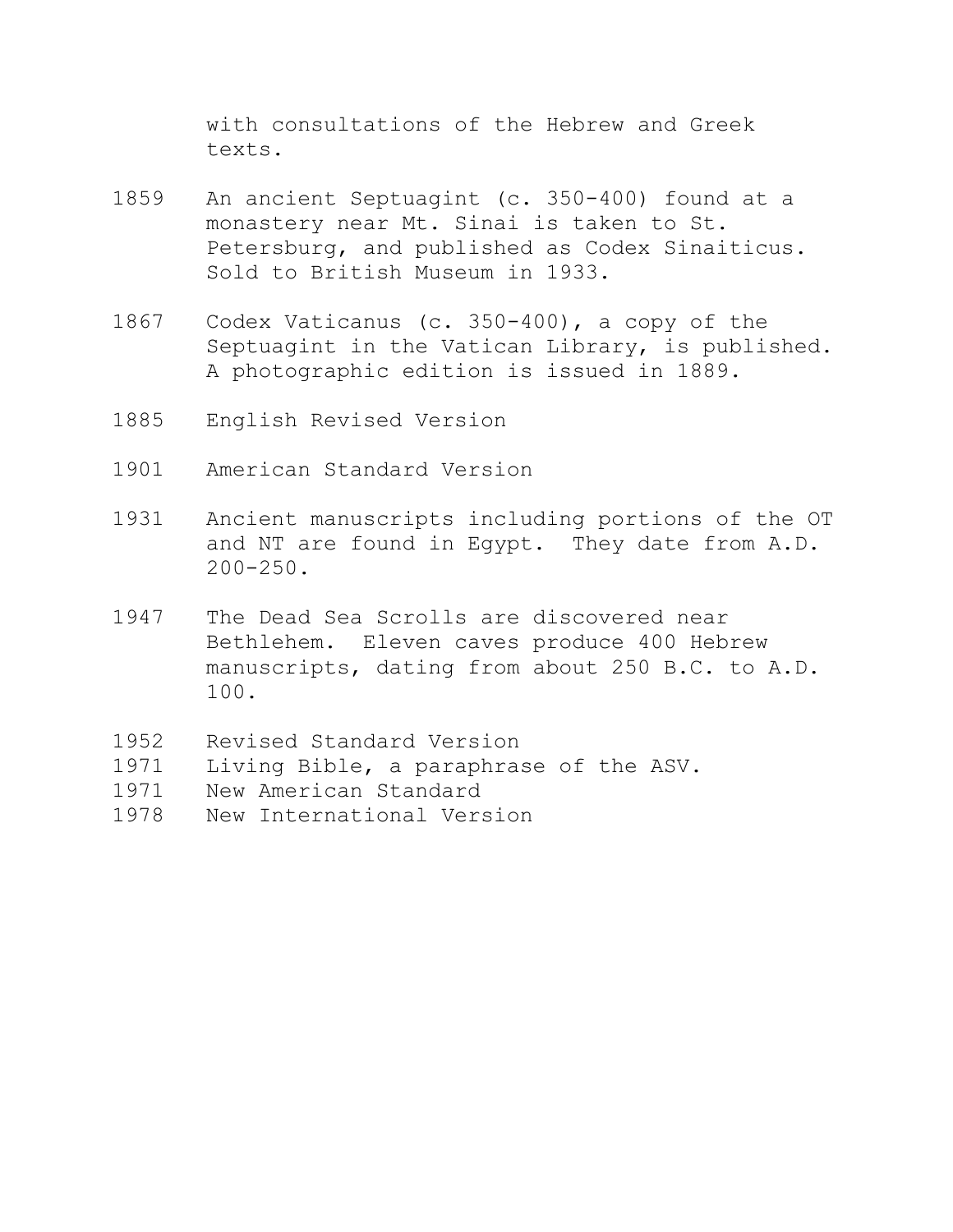with consultations of the Hebrew and Greek texts.

1859 An ancient Septuagint (c. 350-400) found at a monastery near Mt. Sinai is taken to St. Petersburg, and published as Codex Sinaiticus. Sold to British Museum in 1933.

1867 Codex Vaticanus (c. 350-400), a copy of the Septuagint in the Vatican Library, is published. A photographic edition is issued in 1889.

1885 English Revised Version

1901 American Standard Version

1931 Ancient manuscripts including portions of the OT and NT are found in Egypt. They date from A.D. 200-250.

1947 The Dead Sea Scrolls are discovered near Bethlehem. Eleven caves produce 400 Hebrew manuscripts, dating from about 250 B.C. to A.D. 100.

1952 Revised Standard Version
1971 Living Bible, a paraphrase of the ASV.
1971 New American Standard
1978 New International Version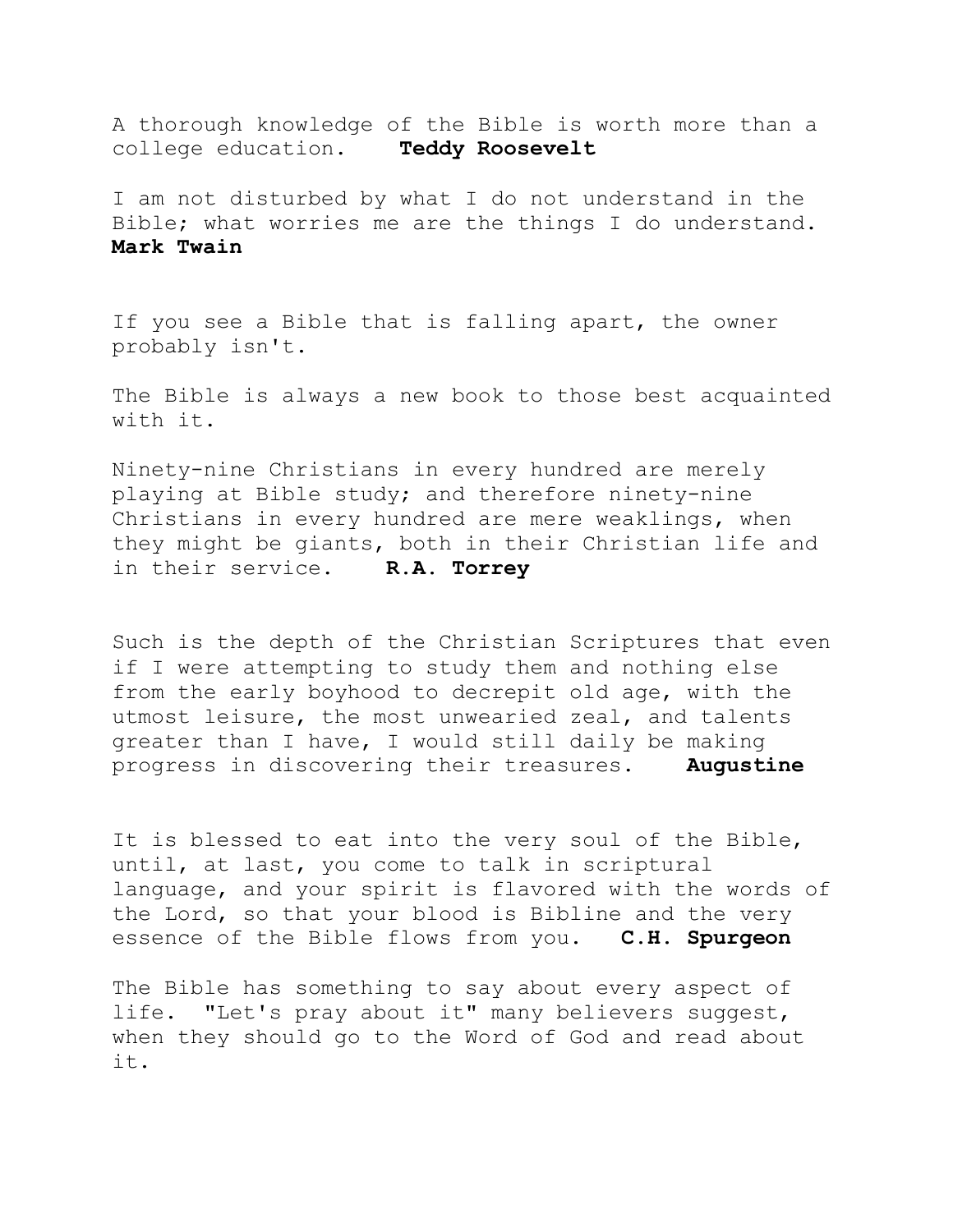A thorough knowledge of the Bible is worth more than a college education. **Teddy Roosevelt**

I am not disturbed by what I do not understand in the Bible; what worries me are the things I do understand. **Mark Twain**

If you see a Bible that is falling apart, the owner probably isn't.

The Bible is always a new book to those best acquainted with it.

Ninety-nine Christians in every hundred are merely playing at Bible study; and therefore ninety-nine Christians in every hundred are mere weaklings, when they might be giants, both in their Christian life and in their service. **R.A. Torrey**

Such is the depth of the Christian Scriptures that even if I were attempting to study them and nothing else from the early boyhood to decrepit old age, with the utmost leisure, the most unwearied zeal, and talents greater than I have, I would still daily be making progress in discovering their treasures. **Augustine**

It is blessed to eat into the very soul of the Bible, until, at last, you come to talk in scriptural language, and your spirit is flavored with the words of the Lord, so that your blood is Bibline and the very essence of the Bible flows from you. **C.H. Spurgeon**

The Bible has something to say about every aspect of life. "Let's pray about it" many believers suggest, when they should go to the Word of God and read about it.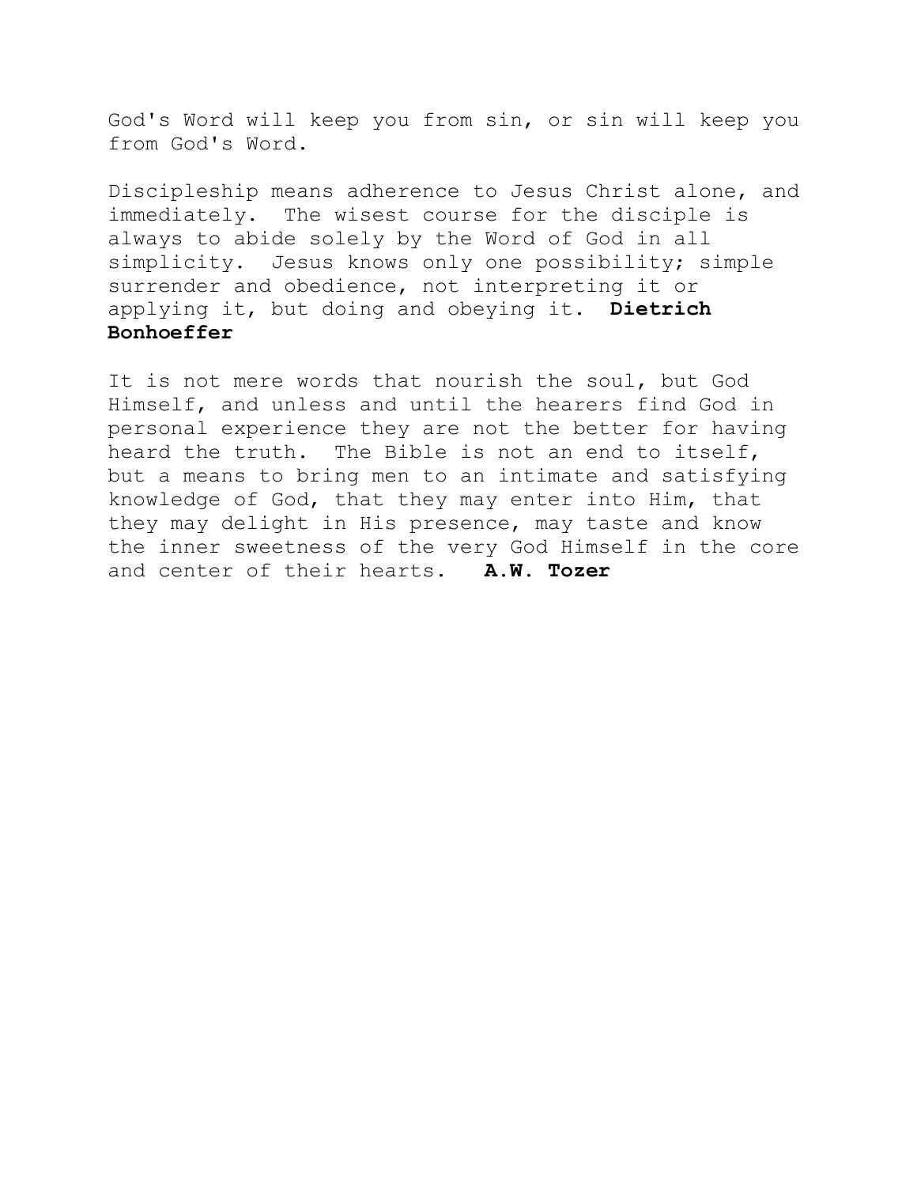God's Word will keep you from sin, or sin will keep you from God's Word.

Discipleship means adherence to Jesus Christ alone, and immediately. The wisest course for the disciple is always to abide solely by the Word of God in all simplicity. Jesus knows only one possibility; simple surrender and obedience, not interpreting it or applying it, but doing and obeying it. **Dietrich Bonhoeffer**

It is not mere words that nourish the soul, but God Himself, and unless and until the hearers find God in personal experience they are not the better for having heard the truth. The Bible is not an end to itself, but a means to bring men to an intimate and satisfying knowledge of God, that they may enter into Him, that they may delight in His presence, may taste and know the inner sweetness of the very God Himself in the core and center of their hearts. **A.W. Tozer**